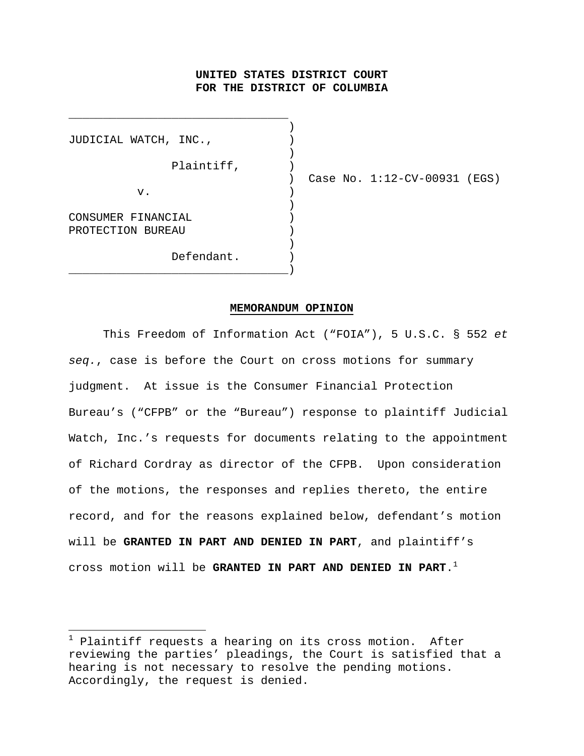**UNITED STATES DISTRICT COURT**
**FOR THE DISTRICT OF COLUMBIA**

JUDICIAL WATCH, INC.,

Plaintiff,

v.

CONSUMER FINANCIAL PROTECTION BUREAU

Defendant.

Case No. 1:12-CV-00931 (EGS)

**MEMORANDUM OPINION**

This Freedom of Information Act ("FOIA"), 5 U.S.C. § 552 *et seq.*, case is before the Court on cross motions for summary judgment. At issue is the Consumer Financial Protection Bureau's ("CFPB" or the "Bureau") response to plaintiff Judicial Watch, Inc.'s requests for documents relating to the appointment of Richard Cordray as director of the CFPB. Upon consideration of the motions, the responses and replies thereto, the entire record, and for the reasons explained below, defendant's motion will be **GRANTED IN PART AND DENIED IN PART**, and plaintiff's cross motion will be **GRANTED IN PART AND DENIED IN PART**.[1]

---

[1] Plaintiff requests a hearing on its cross motion. After reviewing the parties' pleadings, the Court is satisfied that a hearing is not necessary to resolve the pending motions. Accordingly, the request is denied.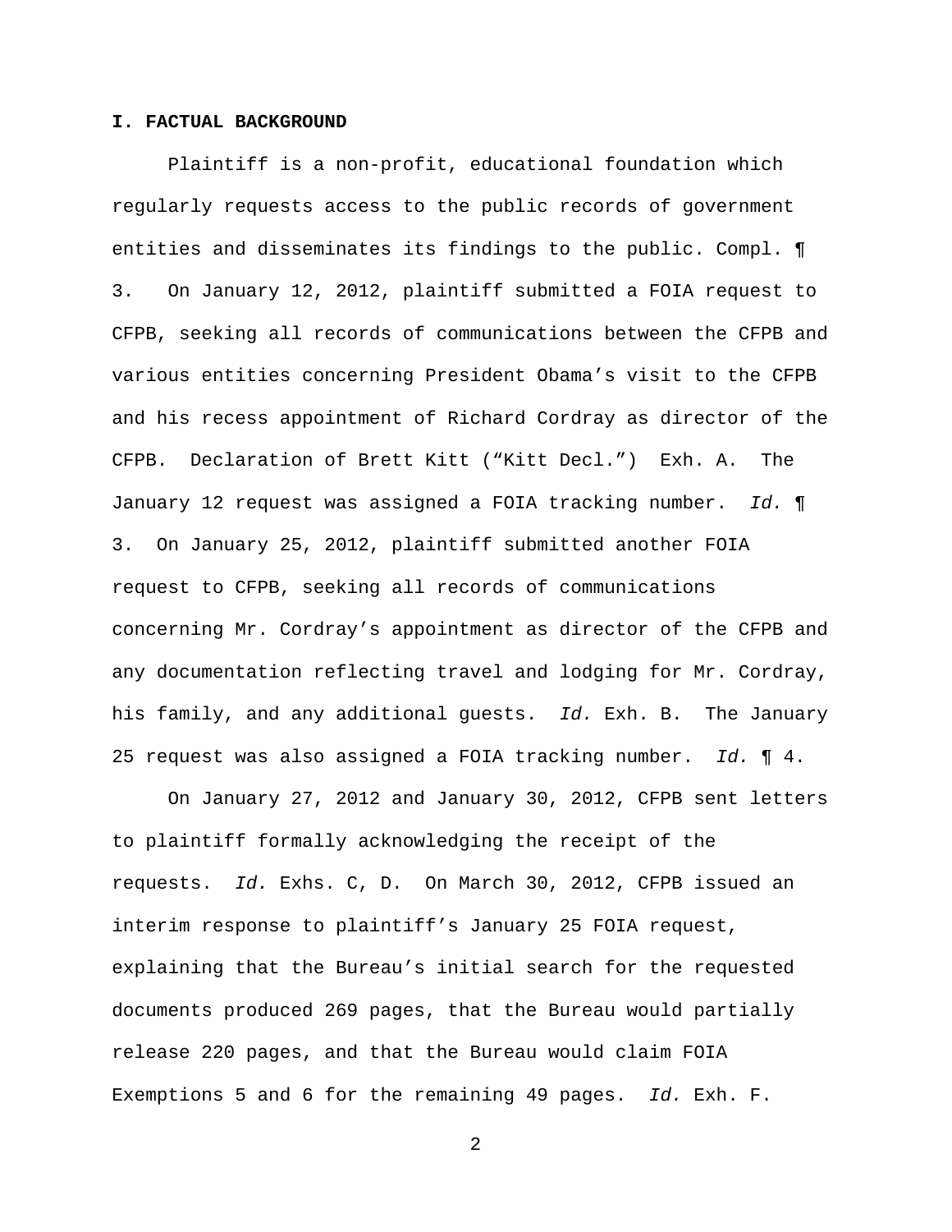**I. FACTUAL BACKGROUND**

Plaintiff is a non-profit, educational foundation which regularly requests access to the public records of government entities and disseminates its findings to the public. Compl. ¶ 3. On January 12, 2012, plaintiff submitted a FOIA request to CFPB, seeking all records of communications between the CFPB and various entities concerning President Obama's visit to the CFPB and his recess appointment of Richard Cordray as director of the CFPB. Declaration of Brett Kitt ("Kitt Decl.") Exh. A. The January 12 request was assigned a FOIA tracking number. *Id.* ¶ 3. On January 25, 2012, plaintiff submitted another FOIA request to CFPB, seeking all records of communications concerning Mr. Cordray's appointment as director of the CFPB and any documentation reflecting travel and lodging for Mr. Cordray, his family, and any additional guests. *Id.* Exh. B. The January 25 request was also assigned a FOIA tracking number. *Id.* ¶ 4.

On January 27, 2012 and January 30, 2012, CFPB sent letters to plaintiff formally acknowledging the receipt of the requests. *Id.* Exhs. C, D. On March 30, 2012, CFPB issued an interim response to plaintiff's January 25 FOIA request, explaining that the Bureau's initial search for the requested documents produced 269 pages, that the Bureau would partially release 220 pages, and that the Bureau would claim FOIA Exemptions 5 and 6 for the remaining 49 pages. *Id.* Exh. F.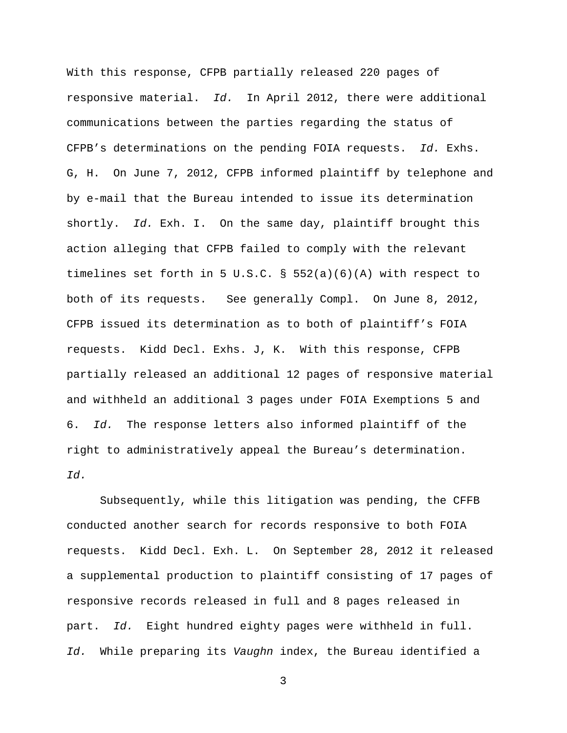With this response, CFPB partially released 220 pages of responsive material. *Id.* In April 2012, there were additional communications between the parties regarding the status of CFPB's determinations on the pending FOIA requests. *Id.* Exhs. G, H. On June 7, 2012, CFPB informed plaintiff by telephone and by e-mail that the Bureau intended to issue its determination shortly. *Id.* Exh. I. On the same day, plaintiff brought this action alleging that CFPB failed to comply with the relevant timelines set forth in 5 U.S.C. § 552(a)(6)(A) with respect to both of its requests. See generally Compl. On June 8, 2012, CFPB issued its determination as to both of plaintiff's FOIA requests. Kidd Decl. Exhs. J, K. With this response, CFPB partially released an additional 12 pages of responsive material and withheld an additional 3 pages under FOIA Exemptions 5 and 6. *Id.* The response letters also informed plaintiff of the right to administratively appeal the Bureau's determination. *Id.*

Subsequently, while this litigation was pending, the CFFB conducted another search for records responsive to both FOIA requests. Kidd Decl. Exh. L. On September 28, 2012 it released a supplemental production to plaintiff consisting of 17 pages of responsive records released in full and 8 pages released in part. *Id.* Eight hundred eighty pages were withheld in full. *Id.* While preparing its *Vaughn* index, the Bureau identified a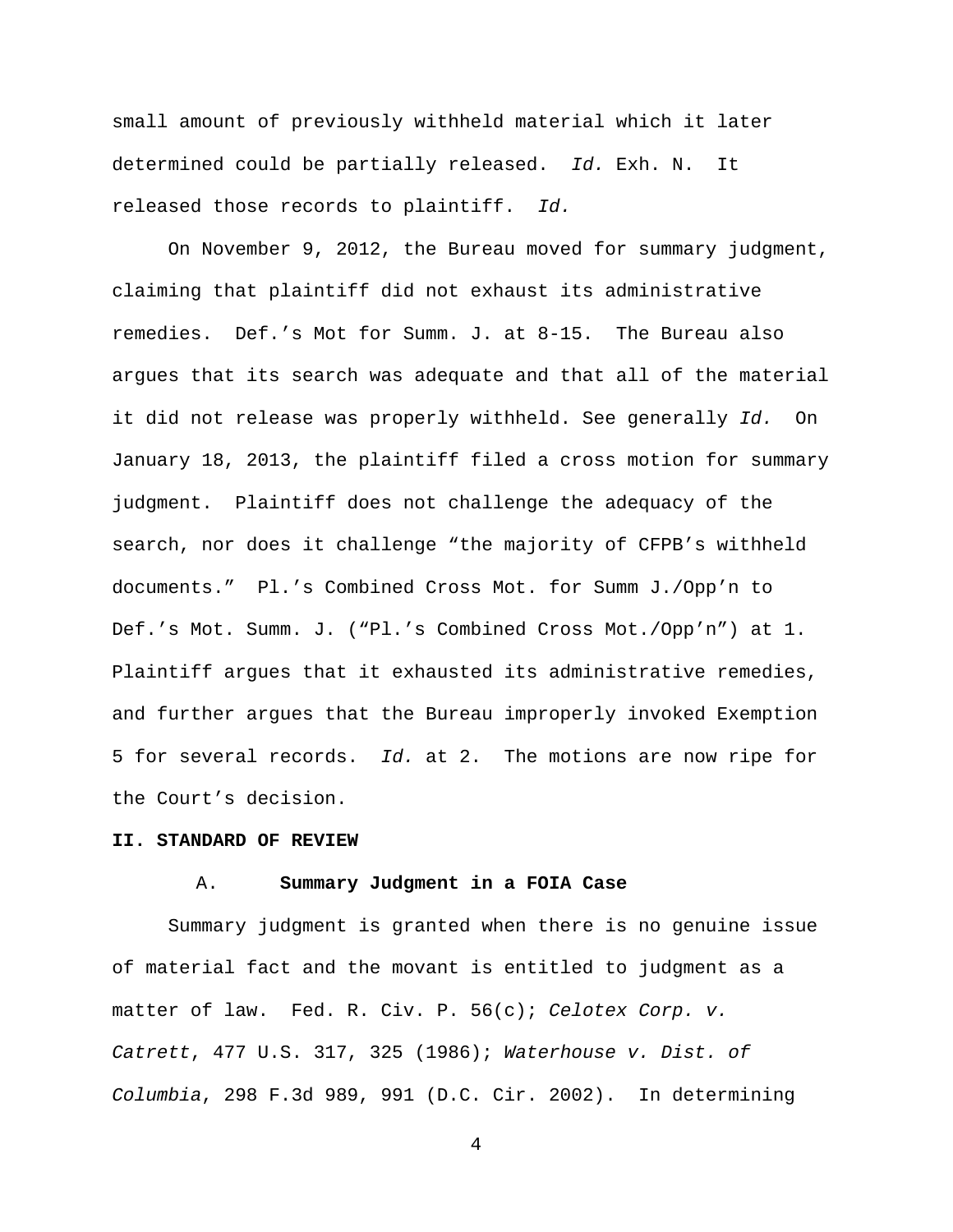small amount of previously withheld material which it later determined could be partially released. *Id.* Exh. N. It released those records to plaintiff. *Id.*

On November 9, 2012, the Bureau moved for summary judgment, claiming that plaintiff did not exhaust its administrative remedies. Def.'s Mot for Summ. J. at 8-15. The Bureau also argues that its search was adequate and that all of the material it did not release was properly withheld. See generally *Id.* On January 18, 2013, the plaintiff filed a cross motion for summary judgment. Plaintiff does not challenge the adequacy of the search, nor does it challenge "the majority of CFPB's withheld documents." Pl.'s Combined Cross Mot. for Summ J./Opp'n to Def.'s Mot. Summ. J. ("Pl.'s Combined Cross Mot./Opp'n") at 1. Plaintiff argues that it exhausted its administrative remedies, and further argues that the Bureau improperly invoked Exemption 5 for several records. *Id.* at 2. The motions are now ripe for the Court's decision.

## II. STANDARD OF REVIEW

### A. Summary Judgment in a FOIA Case

Summary judgment is granted when there is no genuine issue of material fact and the movant is entitled to judgment as a matter of law. Fed. R. Civ. P. 56(c); *Celotex Corp. v. Catrett*, 477 U.S. 317, 325 (1986); *Waterhouse v. Dist. of Columbia*, 298 F.3d 989, 991 (D.C. Cir. 2002). In determining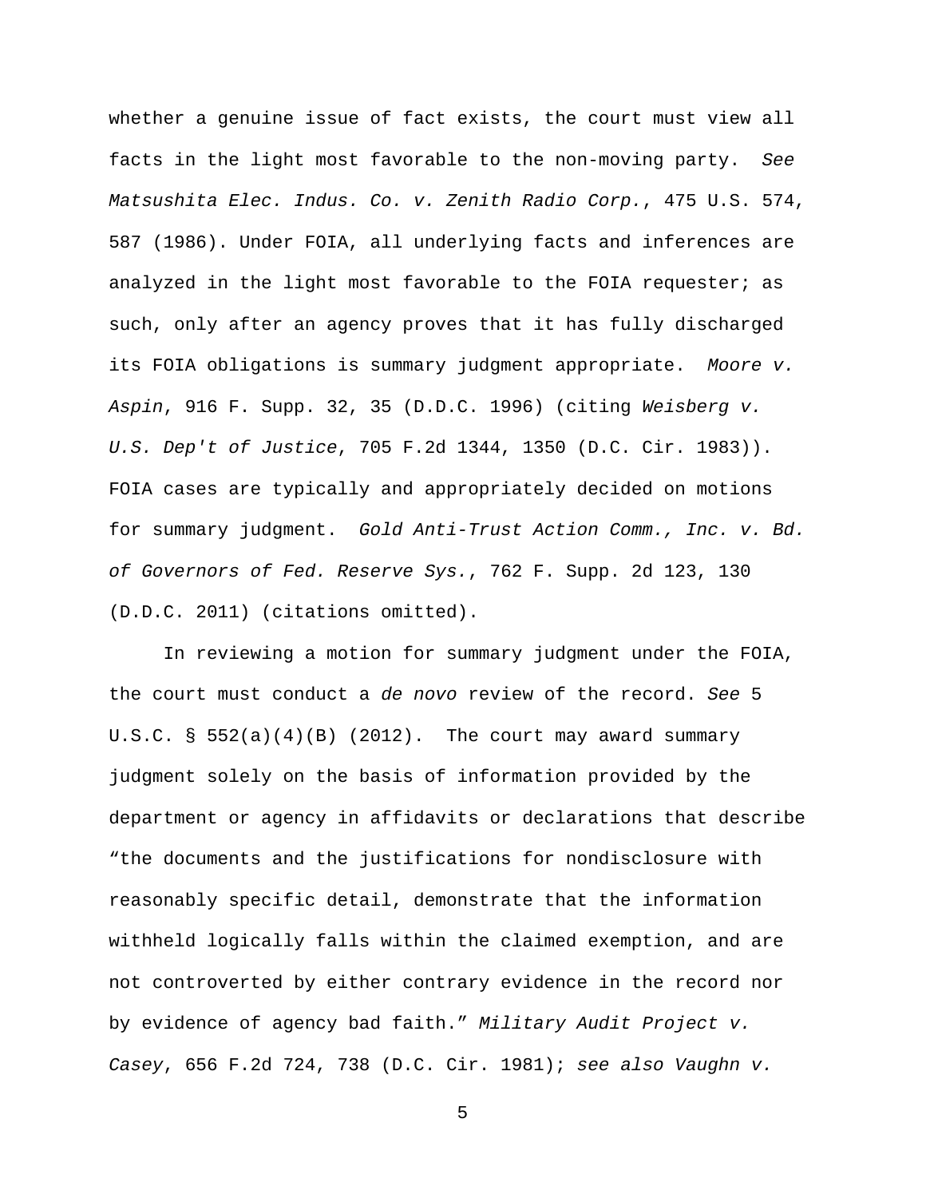whether a genuine issue of fact exists, the court must view all facts in the light most favorable to the non-moving party. *See Matsushita Elec. Indus. Co. v. Zenith Radio Corp.*, 475 U.S. 574, 587 (1986). Under FOIA, all underlying facts and inferences are analyzed in the light most favorable to the FOIA requester; as such, only after an agency proves that it has fully discharged its FOIA obligations is summary judgment appropriate. *Moore v. Aspin*, 916 F. Supp. 32, 35 (D.D.C. 1996) (citing *Weisberg v. U.S. Dep't of Justice*, 705 F.2d 1344, 1350 (D.C. Cir. 1983)). FOIA cases are typically and appropriately decided on motions for summary judgment. *Gold Anti-Trust Action Comm., Inc. v. Bd. of Governors of Fed. Reserve Sys.*, 762 F. Supp. 2d 123, 130 (D.D.C. 2011) (citations omitted).

In reviewing a motion for summary judgment under the FOIA, the court must conduct a *de novo* review of the record. *See* 5 U.S.C. § 552(a)(4)(B) (2012). The court may award summary judgment solely on the basis of information provided by the department or agency in affidavits or declarations that describe "the documents and the justifications for nondisclosure with reasonably specific detail, demonstrate that the information withheld logically falls within the claimed exemption, and are not controverted by either contrary evidence in the record nor by evidence of agency bad faith." *Military Audit Project v. Casey*, 656 F.2d 724, 738 (D.C. Cir. 1981); *see also Vaughn v.*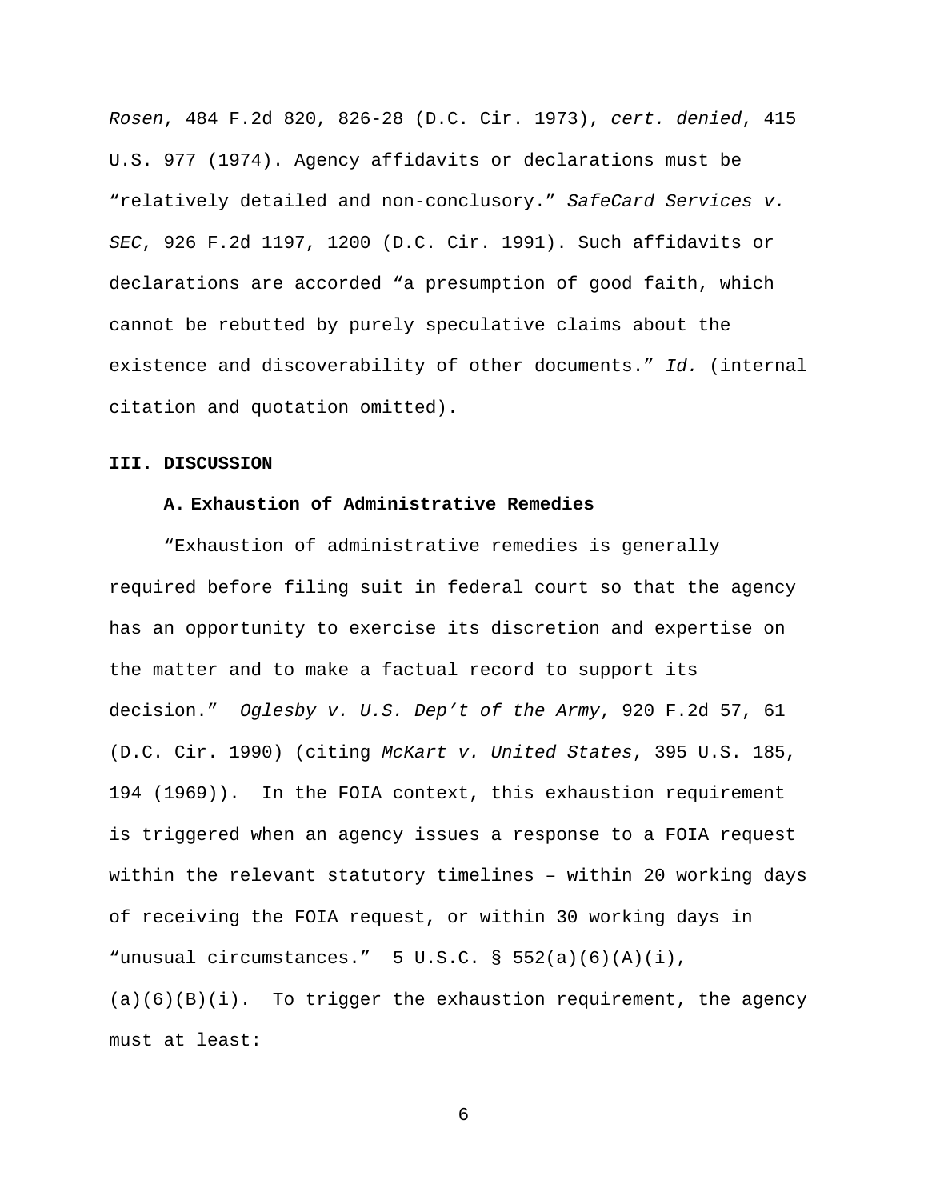*Rosen*, 484 F.2d 820, 826-28 (D.C. Cir. 1973), *cert. denied*, 415 U.S. 977 (1974). Agency affidavits or declarations must be "relatively detailed and non-conclusory." *SafeCard Services v. SEC*, 926 F.2d 1197, 1200 (D.C. Cir. 1991). Such affidavits or declarations are accorded "a presumption of good faith, which cannot be rebutted by purely speculative claims about the existence and discoverability of other documents." *Id.* (internal citation and quotation omitted).

## III. DISCUSSION

### A. Exhaustion of Administrative Remedies

"Exhaustion of administrative remedies is generally required before filing suit in federal court so that the agency has an opportunity to exercise its discretion and expertise on the matter and to make a factual record to support its decision." *Oglesby v. U.S. Dep't of the Army*, 920 F.2d 57, 61 (D.C. Cir. 1990) (citing *McKart v. United States*, 395 U.S. 185, 194 (1969)). In the FOIA context, this exhaustion requirement is triggered when an agency issues a response to a FOIA request within the relevant statutory timelines – within 20 working days of receiving the FOIA request, or within 30 working days in "unusual circumstances." 5 U.S.C. § 552(a)(6)(A)(i), (a)(6)(B)(i). To trigger the exhaustion requirement, the agency must at least: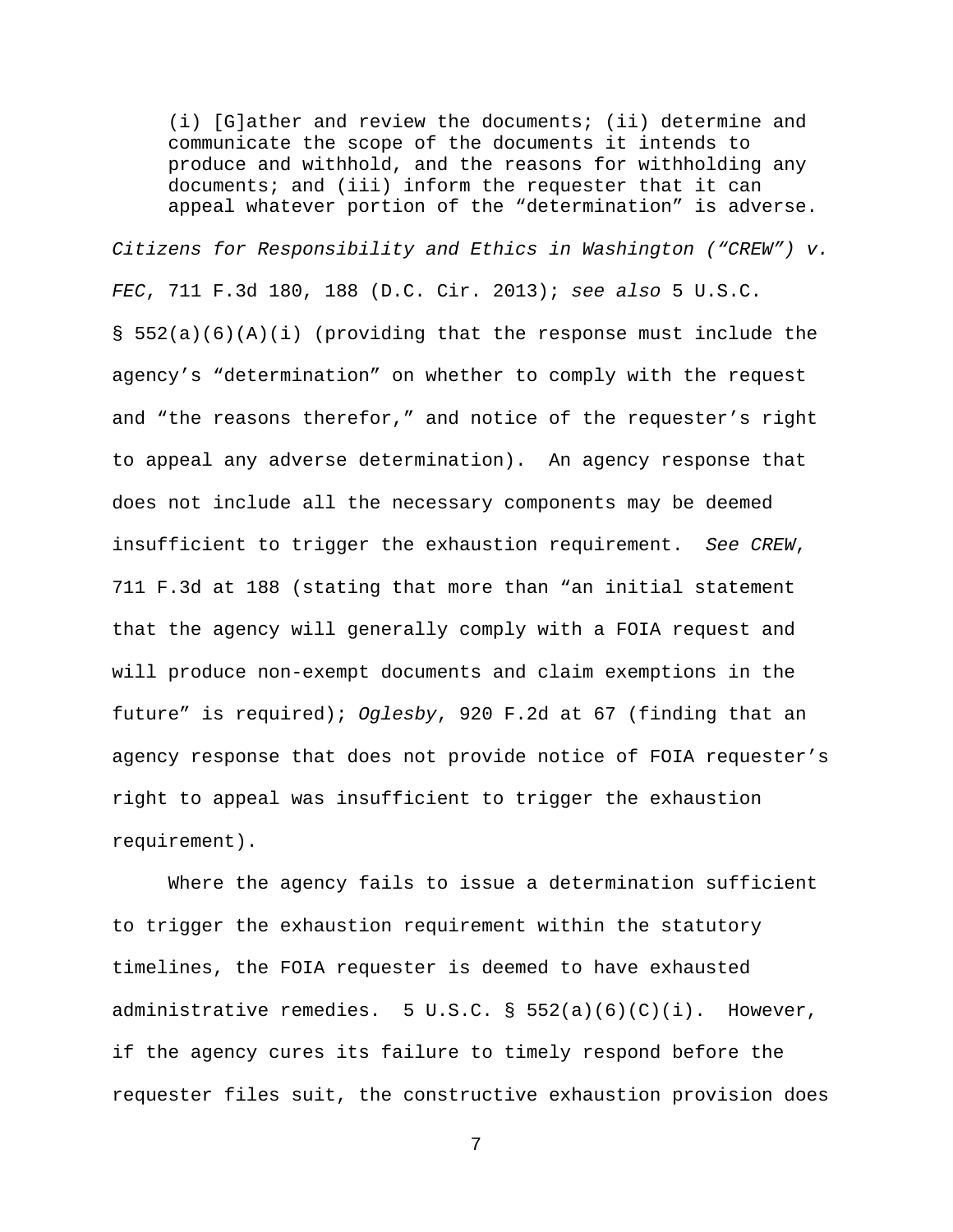> (i) [G]ather and review the documents; (ii) determine and communicate the scope of the documents it intends to produce and withhold, and the reasons for withholding any documents; and (iii) inform the requester that it can appeal whatever portion of the "determination" is adverse.

*Citizens for Responsibility and Ethics in Washington ("CREW") v. FEC*, 711 F.3d 180, 188 (D.C. Cir. 2013); *see also* 5 U.S.C. § 552(a)(6)(A)(i) (providing that the response must include the agency's "determination" on whether to comply with the request and "the reasons therefor," and notice of the requester's right to appeal any adverse determination). An agency response that does not include all the necessary components may be deemed insufficient to trigger the exhaustion requirement. *See CREW*, 711 F.3d at 188 (stating that more than "an initial statement that the agency will generally comply with a FOIA request and will produce non-exempt documents and claim exemptions in the future" is required); *Oglesby*, 920 F.2d at 67 (finding that an agency response that does not provide notice of FOIA requester's right to appeal was insufficient to trigger the exhaustion requirement).

Where the agency fails to issue a determination sufficient to trigger the exhaustion requirement within the statutory timelines, the FOIA requester is deemed to have exhausted administrative remedies. 5 U.S.C. § 552(a)(6)(C)(i). However, if the agency cures its failure to timely respond before the requester files suit, the constructive exhaustion provision does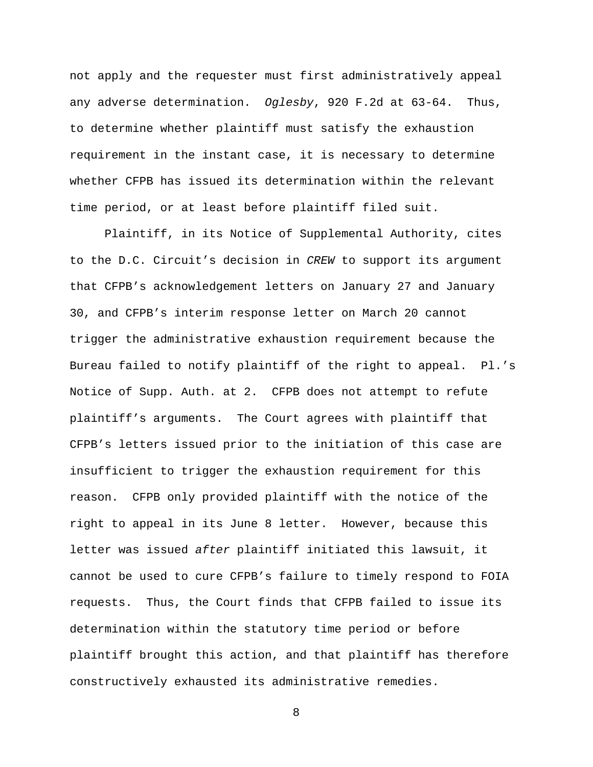not apply and the requester must first administratively appeal any adverse determination. *Oglesby*, 920 F.2d at 63-64. Thus, to determine whether plaintiff must satisfy the exhaustion requirement in the instant case, it is necessary to determine whether CFPB has issued its determination within the relevant time period, or at least before plaintiff filed suit.

Plaintiff, in its Notice of Supplemental Authority, cites to the D.C. Circuit's decision in *CREW* to support its argument that CFPB's acknowledgement letters on January 27 and January 30, and CFPB's interim response letter on March 20 cannot trigger the administrative exhaustion requirement because the Bureau failed to notify plaintiff of the right to appeal. Pl.'s Notice of Supp. Auth. at 2. CFPB does not attempt to refute plaintiff's arguments. The Court agrees with plaintiff that CFPB's letters issued prior to the initiation of this case are insufficient to trigger the exhaustion requirement for this reason. CFPB only provided plaintiff with the notice of the right to appeal in its June 8 letter. However, because this letter was issued *after* plaintiff initiated this lawsuit, it cannot be used to cure CFPB's failure to timely respond to FOIA requests. Thus, the Court finds that CFPB failed to issue its determination within the statutory time period or before plaintiff brought this action, and that plaintiff has therefore constructively exhausted its administrative remedies.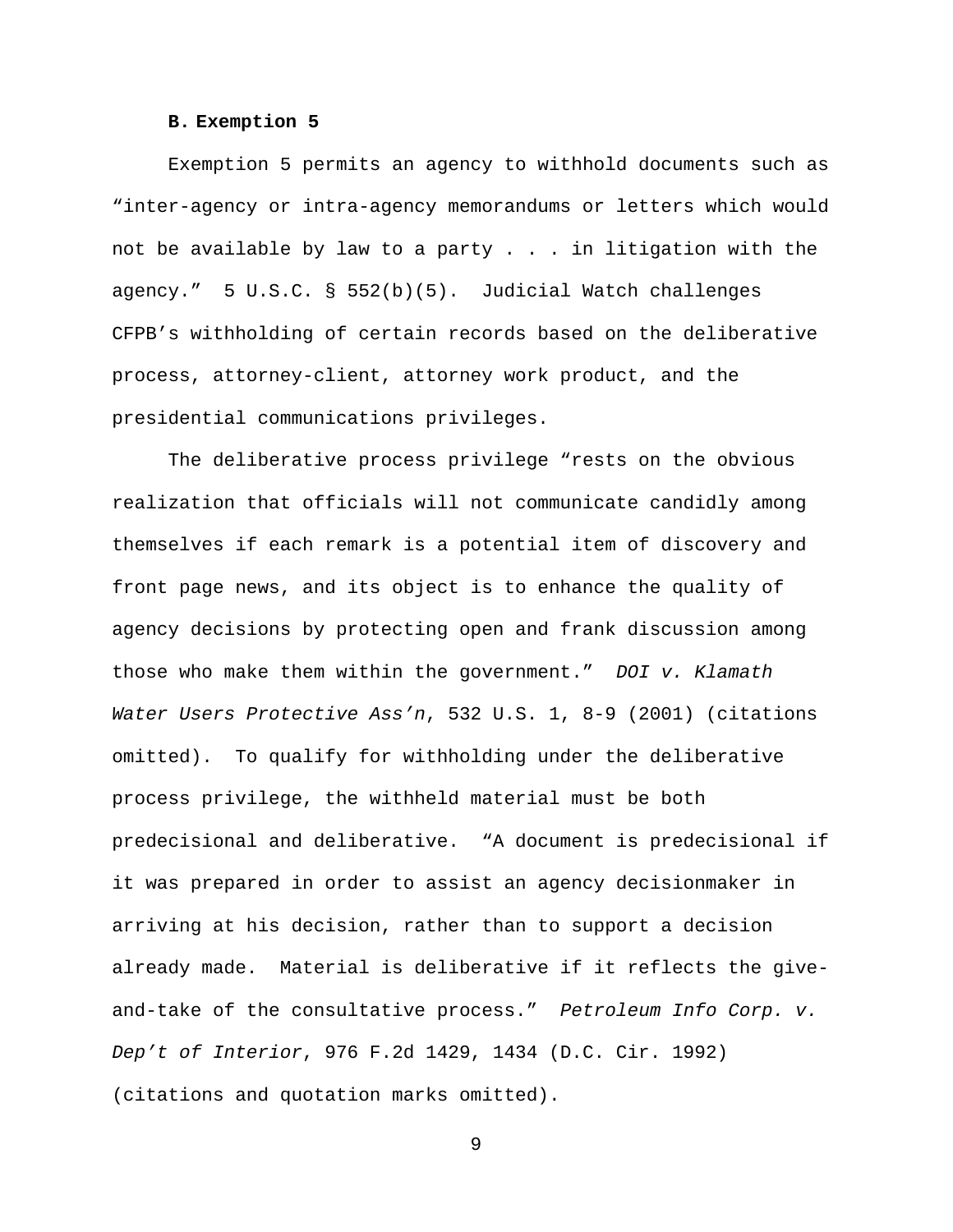### B. Exemption 5

Exemption 5 permits an agency to withhold documents such as "inter-agency or intra-agency memorandums or letters which would not be available by law to a party . . . in litigation with the agency." 5 U.S.C. § 552(b)(5). Judicial Watch challenges CFPB's withholding of certain records based on the deliberative process, attorney-client, attorney work product, and the presidential communications privileges.

The deliberative process privilege "rests on the obvious realization that officials will not communicate candidly among themselves if each remark is a potential item of discovery and front page news, and its object is to enhance the quality of agency decisions by protecting open and frank discussion among those who make them within the government." *DOI v. Klamath Water Users Protective Ass'n*, 532 U.S. 1, 8-9 (2001) (citations omitted). To qualify for withholding under the deliberative process privilege, the withheld material must be both predecisional and deliberative. "A document is predecisional if it was prepared in order to assist an agency decisionmaker in arriving at his decision, rather than to support a decision already made. Material is deliberative if it reflects the give-and-take of the consultative process." *Petroleum Info Corp. v. Dep't of Interior*, 976 F.2d 1429, 1434 (D.C. Cir. 1992) (citations and quotation marks omitted).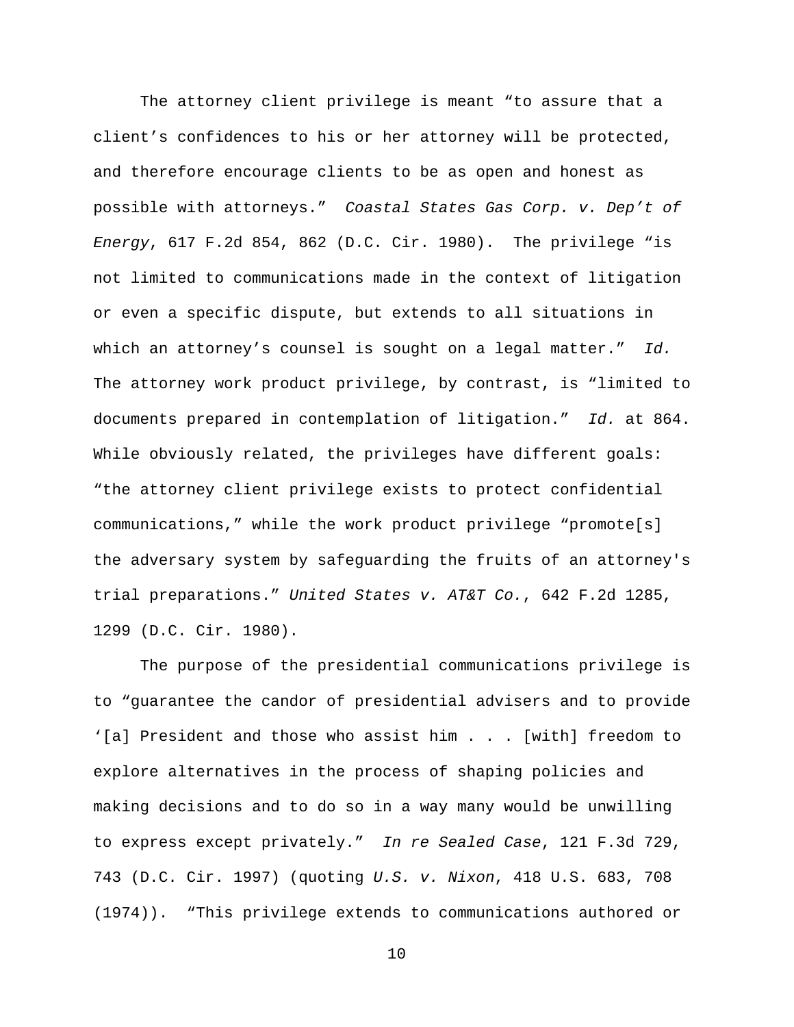The attorney client privilege is meant "to assure that a client's confidences to his or her attorney will be protected, and therefore encourage clients to be as open and honest as possible with attorneys." *Coastal States Gas Corp. v. Dep't of Energy*, 617 F.2d 854, 862 (D.C. Cir. 1980). The privilege "is not limited to communications made in the context of litigation or even a specific dispute, but extends to all situations in which an attorney's counsel is sought on a legal matter." *Id.* The attorney work product privilege, by contrast, is "limited to documents prepared in contemplation of litigation." *Id.* at 864. While obviously related, the privileges have different goals: "the attorney client privilege exists to protect confidential communications," while the work product privilege "promote[s] the adversary system by safeguarding the fruits of an attorney's trial preparations." *United States v. AT&T Co.*, 642 F.2d 1285, 1299 (D.C. Cir. 1980).

The purpose of the presidential communications privilege is to "guarantee the candor of presidential advisers and to provide '[a] President and those who assist him . . . [with] freedom to explore alternatives in the process of shaping policies and making decisions and to do so in a way many would be unwilling to express except privately." *In re Sealed Case*, 121 F.3d 729, 743 (D.C. Cir. 1997) (quoting *U.S. v. Nixon*, 418 U.S. 683, 708 (1974)). "This privilege extends to communications authored or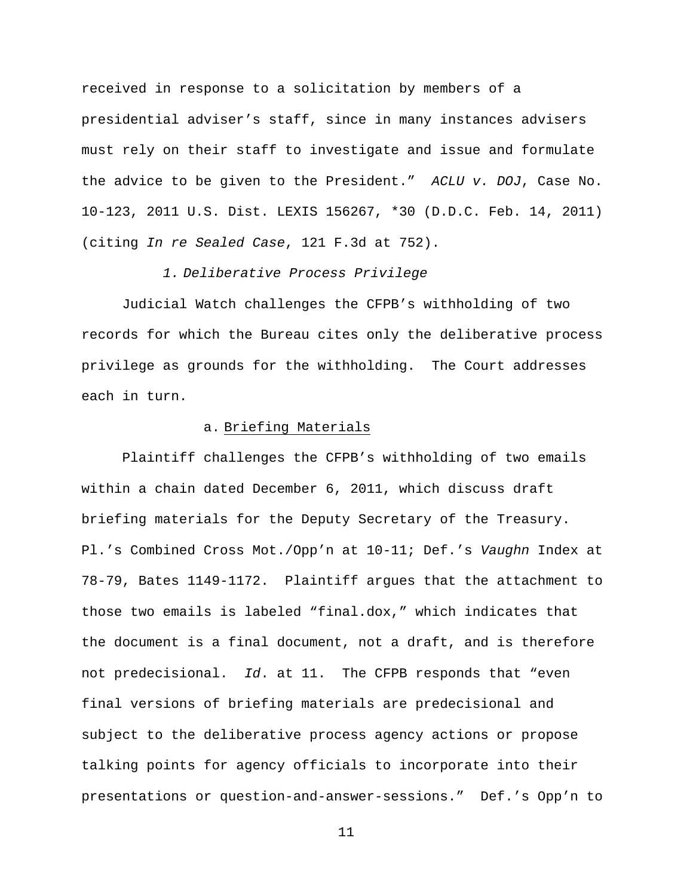received in response to a solicitation by members of a presidential adviser's staff, since in many instances advisers must rely on their staff to investigate and issue and formulate the advice to be given to the President." *ACLU v. DOJ*, Case No. 10-123, 2011 U.S. Dist. LEXIS 156267, *30 (D.D.C. Feb. 14, 2011) (citing *In re Sealed Case*, 121 F.3d at 752).

*1. Deliberative Process Privilege*

Judicial Watch challenges the CFPB's withholding of two records for which the Bureau cites only the deliberative process privilege as grounds for the withholding. The Court addresses each in turn.

a. <u>Briefing Materials</u>

Plaintiff challenges the CFPB's withholding of two emails within a chain dated December 6, 2011, which discuss draft briefing materials for the Deputy Secretary of the Treasury. Pl.'s Combined Cross Mot./Opp'n at 10-11; Def.'s *Vaughn* Index at 78-79, Bates 1149-1172. Plaintiff argues that the attachment to those two emails is labeled "final.dox," which indicates that the document is a final document, not a draft, and is therefore not predecisional. *Id*. at 11. The CFPB responds that "even final versions of briefing materials are predecisional and subject to the deliberative process agency actions or propose talking points for agency officials to incorporate into their presentations or question-and-answer-sessions." Def.'s Opp'n to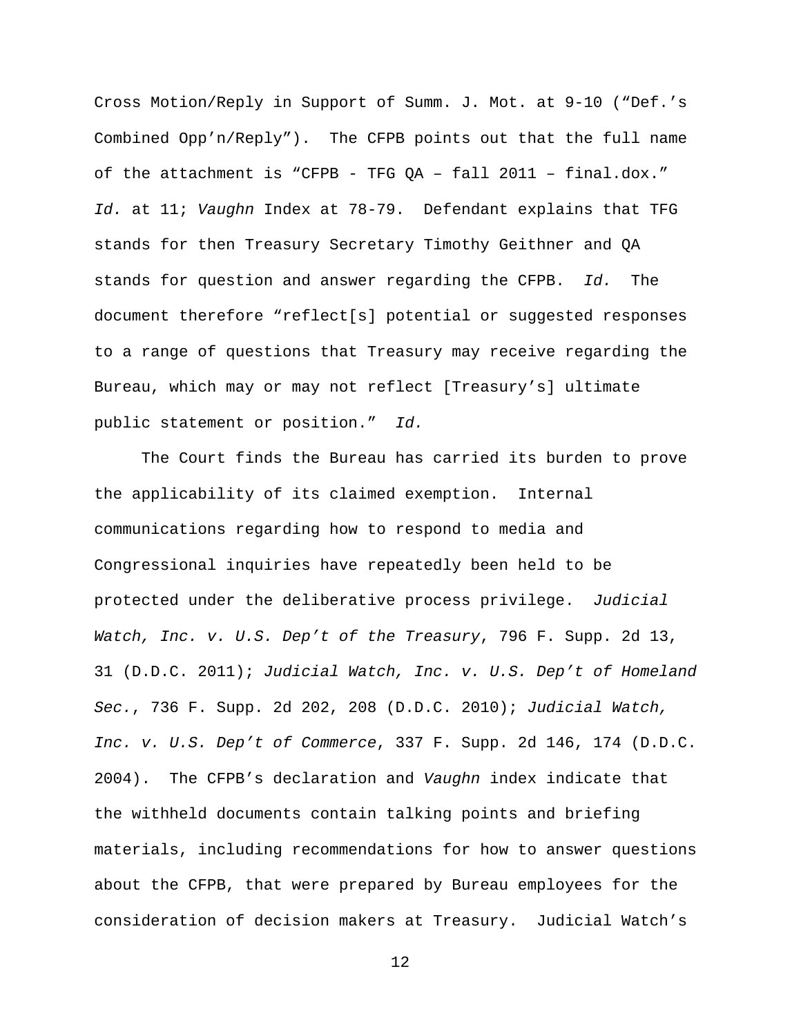Cross Motion/Reply in Support of Summ. J. Mot. at 9-10 ("Def.'s Combined Opp'n/Reply"). The CFPB points out that the full name of the attachment is "CFPB - TFG QA – fall 2011 – final.dox." *Id.* at 11; *Vaughn* Index at 78-79. Defendant explains that TFG stands for then Treasury Secretary Timothy Geithner and QA stands for question and answer regarding the CFPB. *Id.* The document therefore "reflect[s] potential or suggested responses to a range of questions that Treasury may receive regarding the Bureau, which may or may not reflect [Treasury's] ultimate public statement or position." *Id.*

The Court finds the Bureau has carried its burden to prove the applicability of its claimed exemption. Internal communications regarding how to respond to media and Congressional inquiries have repeatedly been held to be protected under the deliberative process privilege. *Judicial Watch, Inc. v. U.S. Dep't of the Treasury*, 796 F. Supp. 2d 13, 31 (D.D.C. 2011); *Judicial Watch, Inc. v. U.S. Dep't of Homeland Sec.*, 736 F. Supp. 2d 202, 208 (D.D.C. 2010); *Judicial Watch, Inc. v. U.S. Dep't of Commerce*, 337 F. Supp. 2d 146, 174 (D.D.C. 2004). The CFPB's declaration and *Vaughn* index indicate that the withheld documents contain talking points and briefing materials, including recommendations for how to answer questions about the CFPB, that were prepared by Bureau employees for the consideration of decision makers at Treasury. Judicial Watch's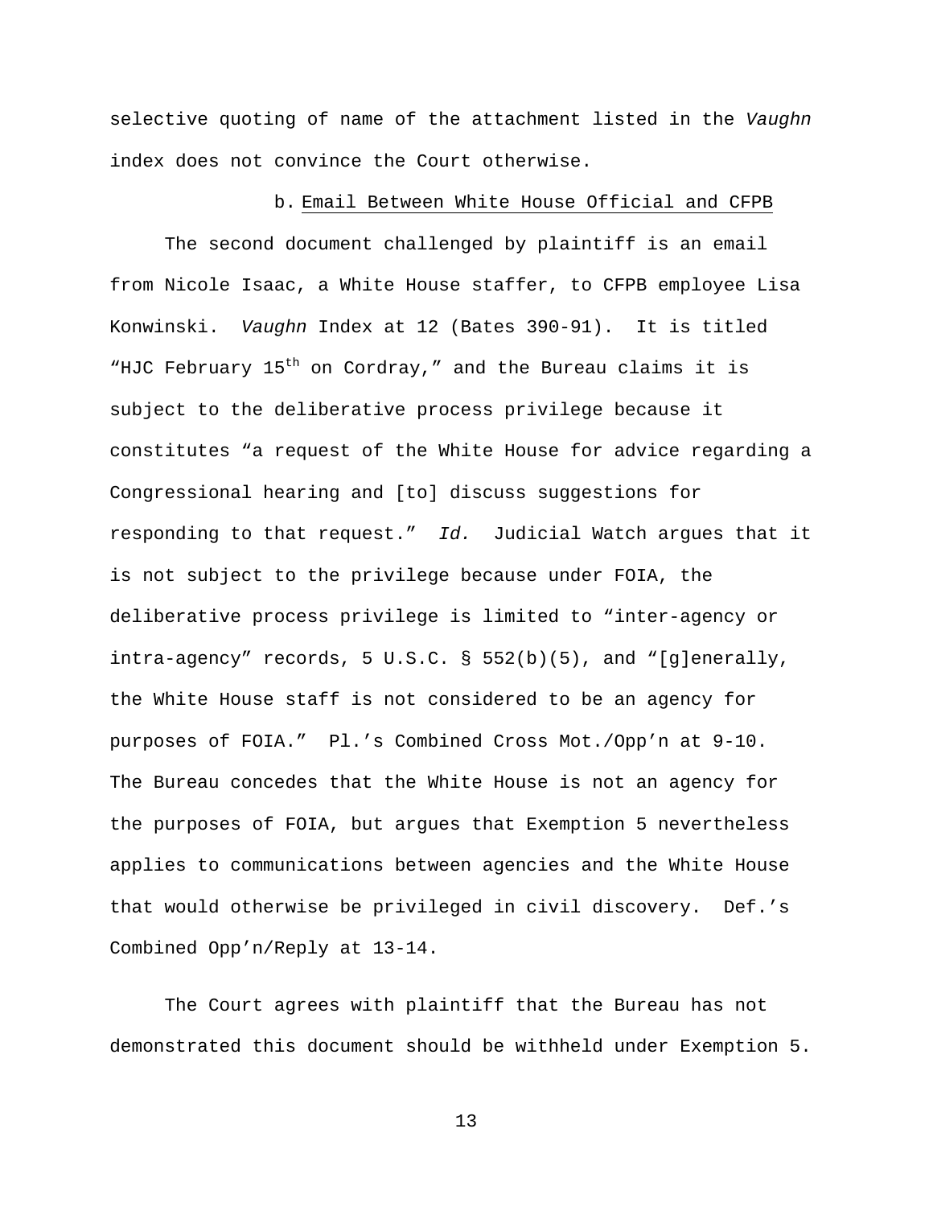selective quoting of name of the attachment listed in the *Vaughn* index does not convince the Court otherwise.

b. Email Between White House Official and CFPB

The second document challenged by plaintiff is an email from Nicole Isaac, a White House staffer, to CFPB employee Lisa Konwinski. *Vaughn* Index at 12 (Bates 390-91). It is titled "HJC February 15th on Cordray," and the Bureau claims it is subject to the deliberative process privilege because it constitutes "a request of the White House for advice regarding a Congressional hearing and [to] discuss suggestions for responding to that request." *Id.* Judicial Watch argues that it is not subject to the privilege because under FOIA, the deliberative process privilege is limited to "inter-agency or intra-agency" records, 5 U.S.C. § 552(b)(5), and "[g]enerally, the White House staff is not considered to be an agency for purposes of FOIA." Pl.'s Combined Cross Mot./Opp'n at 9-10. The Bureau concedes that the White House is not an agency for the purposes of FOIA, but argues that Exemption 5 nevertheless applies to communications between agencies and the White House that would otherwise be privileged in civil discovery. Def.'s Combined Opp'n/Reply at 13-14.

The Court agrees with plaintiff that the Bureau has not demonstrated this document should be withheld under Exemption 5.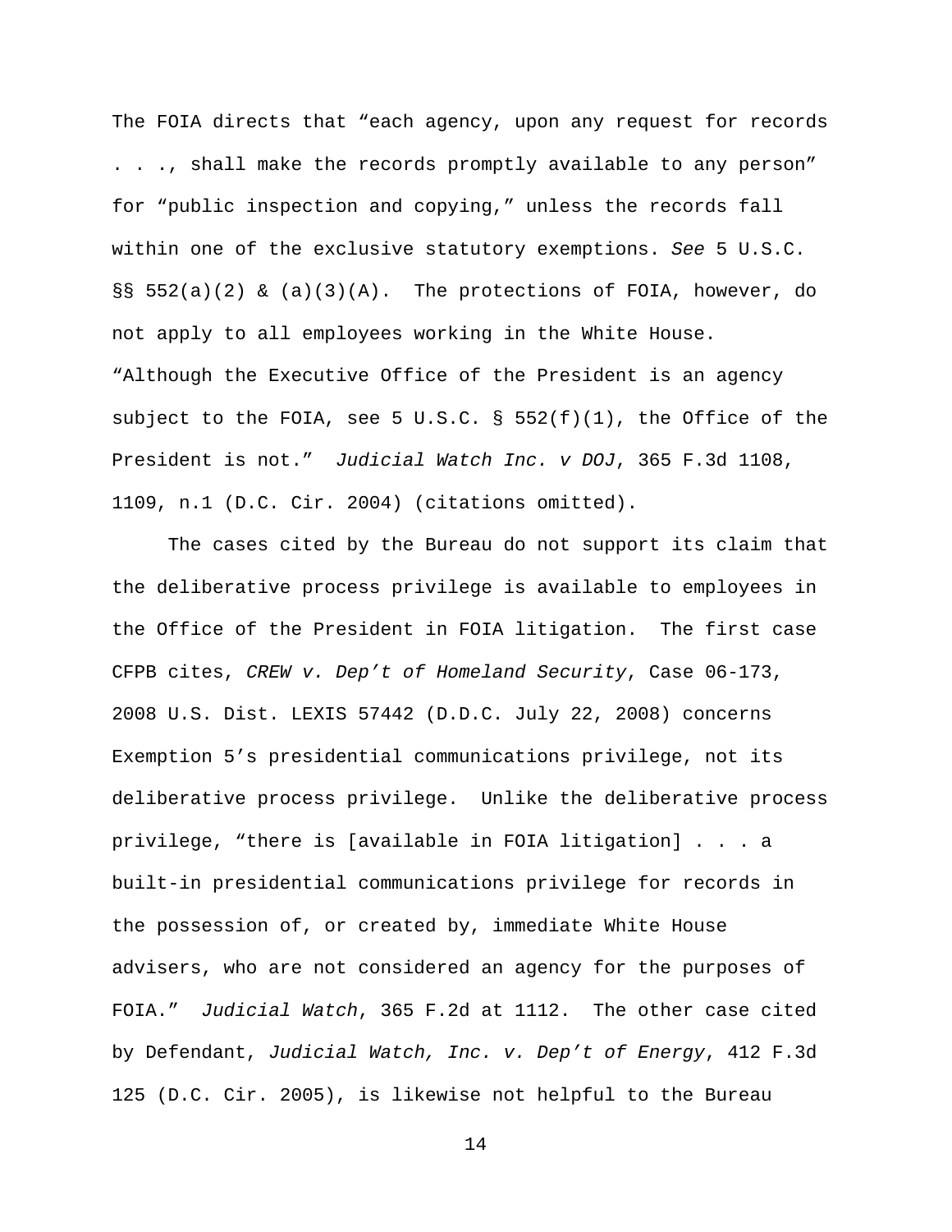The FOIA directs that "each agency, upon any request for records . . ., shall make the records promptly available to any person" for "public inspection and copying," unless the records fall within one of the exclusive statutory exemptions. *See* 5 U.S.C. §§ 552(a)(2) & (a)(3)(A). The protections of FOIA, however, do not apply to all employees working in the White House. "Although the Executive Office of the President is an agency subject to the FOIA, see 5 U.S.C. § 552(f)(1), the Office of the President is not." *Judicial Watch Inc. v DOJ*, 365 F.3d 1108, 1109, n.1 (D.C. Cir. 2004) (citations omitted).

The cases cited by the Bureau do not support its claim that the deliberative process privilege is available to employees in the Office of the President in FOIA litigation. The first case CFPB cites, *CREW v. Dep't of Homeland Security*, Case 06-173, 2008 U.S. Dist. LEXIS 57442 (D.D.C. July 22, 2008) concerns Exemption 5's presidential communications privilege, not its deliberative process privilege. Unlike the deliberative process privilege, "there is [available in FOIA litigation] . . . a built-in presidential communications privilege for records in the possession of, or created by, immediate White House advisers, who are not considered an agency for the purposes of FOIA." *Judicial Watch*, 365 F.2d at 1112. The other case cited by Defendant, *Judicial Watch, Inc. v. Dep't of Energy*, 412 F.3d 125 (D.C. Cir. 2005), is likewise not helpful to the Bureau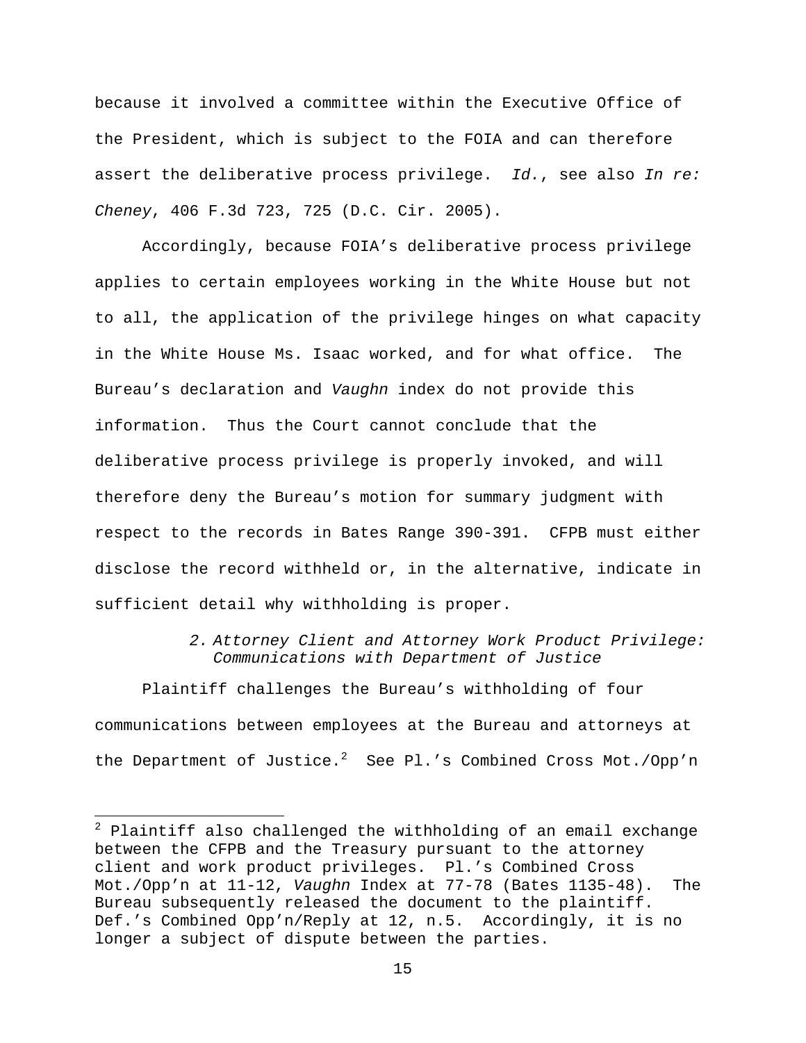because it involved a committee within the Executive Office of the President, which is subject to the FOIA and can therefore assert the deliberative process privilege. *Id.*, see also *In re: Cheney*, 406 F.3d 723, 725 (D.C. Cir. 2005).

Accordingly, because FOIA's deliberative process privilege applies to certain employees working in the White House but not to all, the application of the privilege hinges on what capacity in the White House Ms. Isaac worked, and for what office. The Bureau's declaration and *Vaughn* index do not provide this information. Thus the Court cannot conclude that the deliberative process privilege is properly invoked, and will therefore deny the Bureau's motion for summary judgment with respect to the records in Bates Range 390-391. CFPB must either disclose the record withheld or, in the alternative, indicate in sufficient detail why withholding is proper.

### 2. *Attorney Client and Attorney Work Product Privilege: Communications with Department of Justice*

Plaintiff challenges the Bureau's withholding of four communications between employees at the Bureau and attorneys at the Department of Justice.[2] See Pl.'s Combined Cross Mot./Opp'n

---

[2] Plaintiff also challenged the withholding of an email exchange between the CFPB and the Treasury pursuant to the attorney client and work product privileges. Pl.'s Combined Cross Mot./Opp'n at 11-12, *Vaughn* Index at 77-78 (Bates 1135-48). The Bureau subsequently released the document to the plaintiff. Def.'s Combined Opp'n/Reply at 12, n.5. Accordingly, it is no longer a subject of dispute between the parties.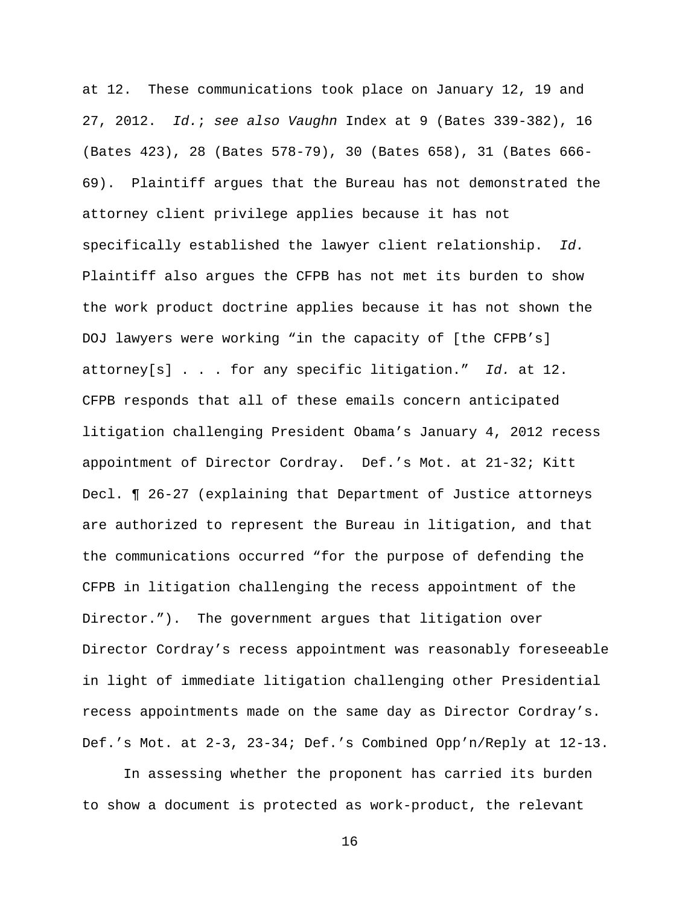at 12. These communications took place on January 12, 19 and 27, 2012. *Id.*; *see also Vaughn* Index at 9 (Bates 339-382), 16 (Bates 423), 28 (Bates 578-79), 30 (Bates 658), 31 (Bates 666-69). Plaintiff argues that the Bureau has not demonstrated the attorney client privilege applies because it has not specifically established the lawyer client relationship. *Id.* Plaintiff also argues the CFPB has not met its burden to show the work product doctrine applies because it has not shown the DOJ lawyers were working "in the capacity of [the CFPB's] attorney[s] . . . for any specific litigation." *Id.* at 12. CFPB responds that all of these emails concern anticipated litigation challenging President Obama's January 4, 2012 recess appointment of Director Cordray. Def.'s Mot. at 21-32; Kitt Decl. ¶ 26-27 (explaining that Department of Justice attorneys are authorized to represent the Bureau in litigation, and that the communications occurred "for the purpose of defending the CFPB in litigation challenging the recess appointment of the Director."). The government argues that litigation over Director Cordray's recess appointment was reasonably foreseeable in light of immediate litigation challenging other Presidential recess appointments made on the same day as Director Cordray's. Def.'s Mot. at 2-3, 23-34; Def.'s Combined Opp'n/Reply at 12-13.

In assessing whether the proponent has carried its burden to show a document is protected as work-product, the relevant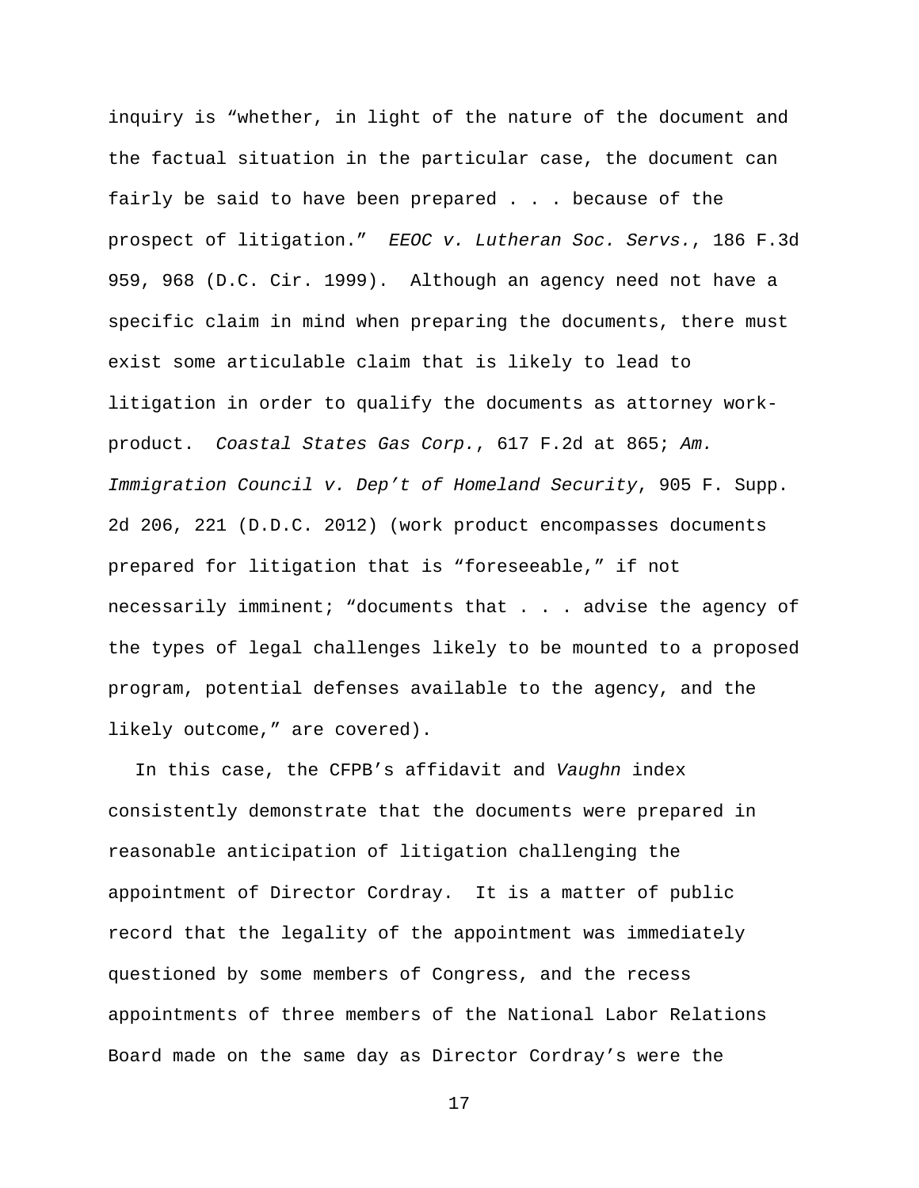inquiry is "whether, in light of the nature of the document and the factual situation in the particular case, the document can fairly be said to have been prepared . . . because of the prospect of litigation." *EEOC v. Lutheran Soc. Servs.*, 186 F.3d 959, 968 (D.C. Cir. 1999). Although an agency need not have a specific claim in mind when preparing the documents, there must exist some articulable claim that is likely to lead to litigation in order to qualify the documents as attorney work-product. *Coastal States Gas Corp.*, 617 F.2d at 865; *Am. Immigration Council v. Dep't of Homeland Security*, 905 F. Supp. 2d 206, 221 (D.D.C. 2012) (work product encompasses documents prepared for litigation that is "foreseeable," if not necessarily imminent; "documents that . . . advise the agency of the types of legal challenges likely to be mounted to a proposed program, potential defenses available to the agency, and the likely outcome," are covered).

In this case, the CFPB's affidavit and *Vaughn* index consistently demonstrate that the documents were prepared in reasonable anticipation of litigation challenging the appointment of Director Cordray. It is a matter of public record that the legality of the appointment was immediately questioned by some members of Congress, and the recess appointments of three members of the National Labor Relations Board made on the same day as Director Cordray's were the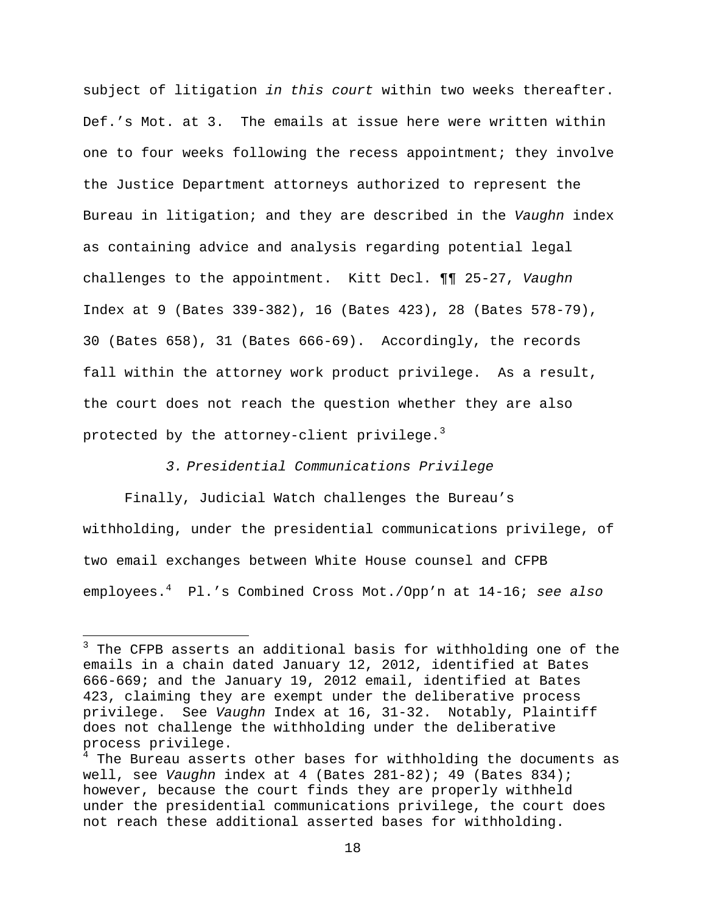subject of litigation *in this court* within two weeks thereafter. Def.'s Mot. at 3. The emails at issue here were written within one to four weeks following the recess appointment; they involve the Justice Department attorneys authorized to represent the Bureau in litigation; and they are described in the *Vaughn* index as containing advice and analysis regarding potential legal challenges to the appointment. Kitt Decl. ¶¶ 25-27, *Vaughn* Index at 9 (Bates 339-382), 16 (Bates 423), 28 (Bates 578-79), 30 (Bates 658), 31 (Bates 666-69). Accordingly, the records fall within the attorney work product privilege. As a result, the court does not reach the question whether they are also protected by the attorney-client privilege.[3]

*3. Presidential Communications Privilege*

Finally, Judicial Watch challenges the Bureau's withholding, under the presidential communications privilege, of two email exchanges between White House counsel and CFPB employees.[4] Pl.'s Combined Cross Mot./Opp'n at 14-16; *see also*

---

[3] The CFPB asserts an additional basis for withholding one of the emails in a chain dated January 12, 2012, identified at Bates 666-669; and the January 19, 2012 email, identified at Bates 423, claiming they are exempt under the deliberative process privilege. See *Vaughn* Index at 16, 31-32. Notably, Plaintiff does not challenge the withholding under the deliberative process privilege.

[4] The Bureau asserts other bases for withholding the documents as well, see *Vaughn* index at 4 (Bates 281-82); 49 (Bates 834); however, because the court finds they are properly withheld under the presidential communications privilege, the court does not reach these additional asserted bases for withholding.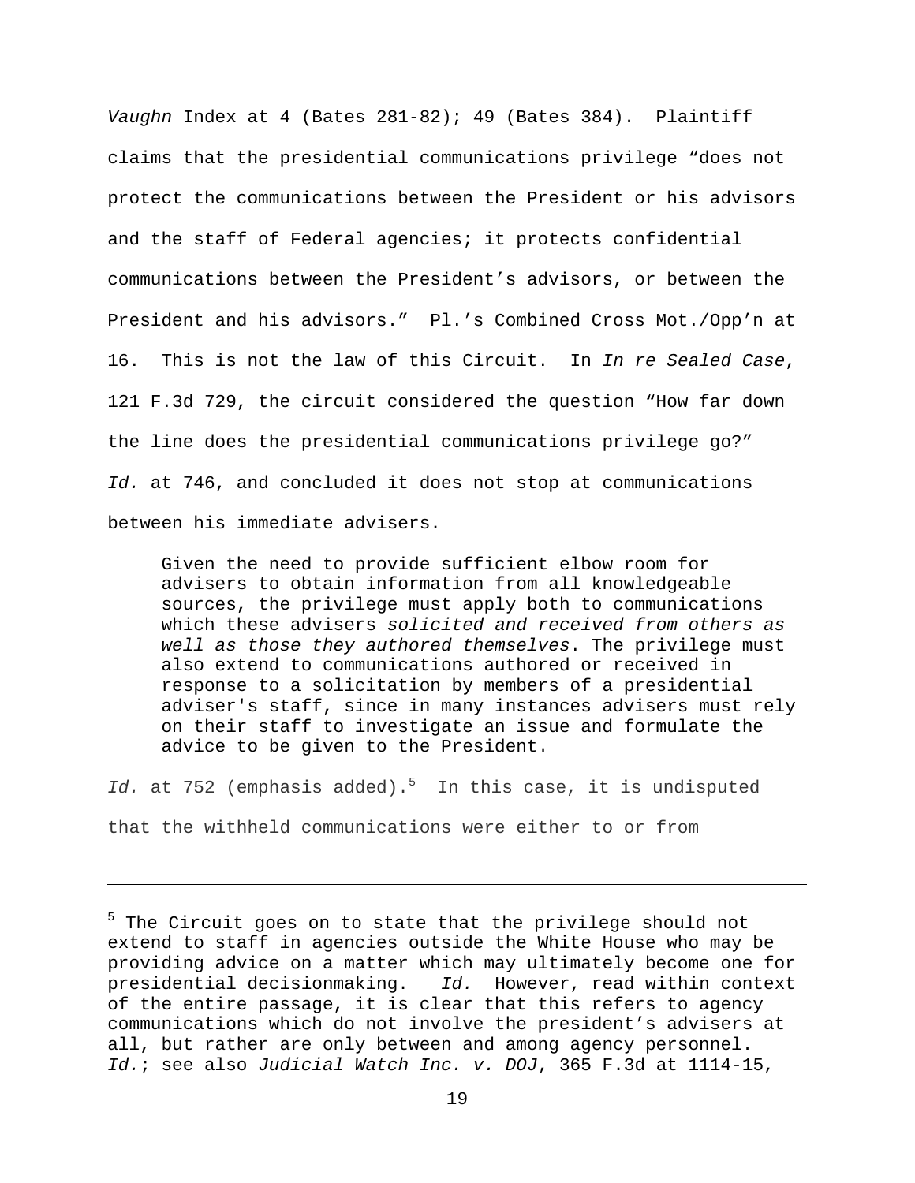*Vaughn* Index at 4 (Bates 281-82); 49 (Bates 384). Plaintiff claims that the presidential communications privilege "does not protect the communications between the President or his advisors and the staff of Federal agencies; it protects confidential communications between the President's advisors, or between the President and his advisors." Pl.'s Combined Cross Mot./Opp'n at 16. This is not the law of this Circuit. In *In re Sealed Case*, 121 F.3d 729, the circuit considered the question "How far down the line does the presidential communications privilege go?" *Id.* at 746, and concluded it does not stop at communications between his immediate advisers.

> Given the need to provide sufficient elbow room for advisers to obtain information from all knowledgeable sources, the privilege must apply both to communications which these advisers *solicited and received from others as well as those they authored themselves*. The privilege must also extend to communications authored or received in response to a solicitation by members of a presidential adviser's staff, since in many instances advisers must rely on their staff to investigate an issue and formulate the advice to be given to the President.

*Id.* at 752 (emphasis added).[5] In this case, it is undisputed that the withheld communications were either to or from

---

[5] The Circuit goes on to state that the privilege should not extend to staff in agencies outside the White House who may be providing advice on a matter which may ultimately become one for presidential decisionmaking. *Id.* However, read within context of the entire passage, it is clear that this refers to agency communications which do not involve the president's advisers at all, but rather are only between and among agency personnel. *Id.*; see also *Judicial Watch Inc. v. DOJ*, 365 F.3d at 1114-15,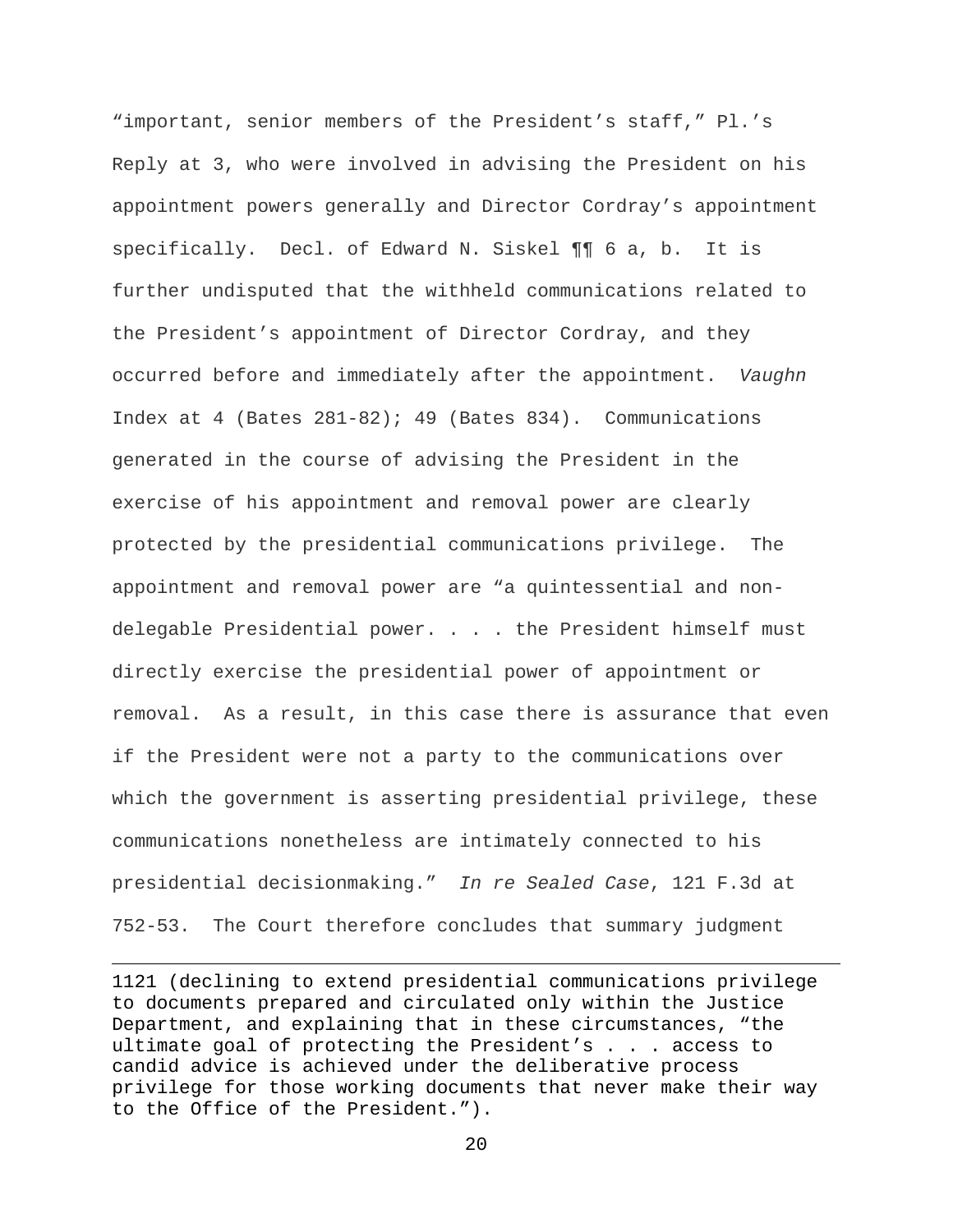"important, senior members of the President's staff," Pl.'s Reply at 3, who were involved in advising the President on his appointment powers generally and Director Cordray's appointment specifically. Decl. of Edward N. Siskel ¶¶ 6 a, b. It is further undisputed that the withheld communications related to the President's appointment of Director Cordray, and they occurred before and immediately after the appointment. *Vaughn* Index at 4 (Bates 281-82); 49 (Bates 834). Communications generated in the course of advising the President in the exercise of his appointment and removal power are clearly protected by the presidential communications privilege. The appointment and removal power are "a quintessential and non-delegable Presidential power. . . . the President himself must directly exercise the presidential power of appointment or removal. As a result, in this case there is assurance that even if the President were not a party to the communications over which the government is asserting presidential privilege, these communications nonetheless are intimately connected to his presidential decisionmaking." *In re Sealed Case*, 121 F.3d at 752-53. The Court therefore concludes that summary judgment

---

1121 (declining to extend presidential communications privilege to documents prepared and circulated only within the Justice Department, and explaining that in these circumstances, "the ultimate goal of protecting the President's . . . access to candid advice is achieved under the deliberative process privilege for those working documents that never make their way to the Office of the President.").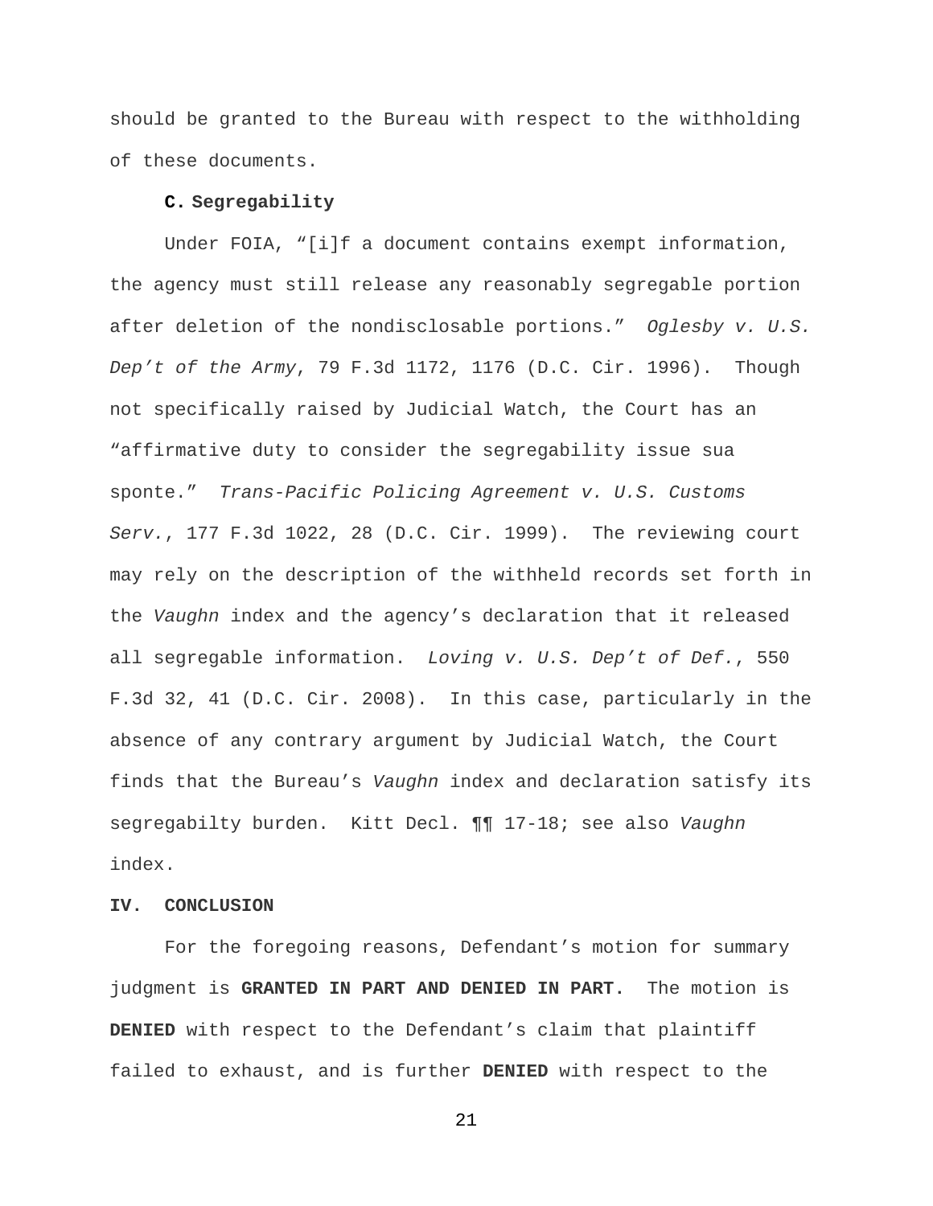should be granted to the Bureau with respect to the withholding of these documents.

### C. Segregability

Under FOIA, "[i]f a document contains exempt information, the agency must still release any reasonably segregable portion after deletion of the nondisclosable portions." *Oglesby v. U.S. Dep't of the Army*, 79 F.3d 1172, 1176 (D.C. Cir. 1996). Though not specifically raised by Judicial Watch, the Court has an "affirmative duty to consider the segregability issue sua sponte." *Trans-Pacific Policing Agreement v. U.S. Customs Serv.*, 177 F.3d 1022, 28 (D.C. Cir. 1999). The reviewing court may rely on the description of the withheld records set forth in the *Vaughn* index and the agency's declaration that it released all segregable information. *Loving v. U.S. Dep't of Def.*, 550 F.3d 32, 41 (D.C. Cir. 2008). In this case, particularly in the absence of any contrary argument by Judicial Watch, the Court finds that the Bureau's *Vaughn* index and declaration satisfy its segregabilty burden. Kitt Decl. ¶¶ 17-18; see also *Vaughn* index.

## IV. CONCLUSION

For the foregoing reasons, Defendant's motion for summary judgment is **GRANTED IN PART AND DENIED IN PART.** The motion is **DENIED** with respect to the Defendant's claim that plaintiff failed to exhaust, and is further **DENIED** with respect to the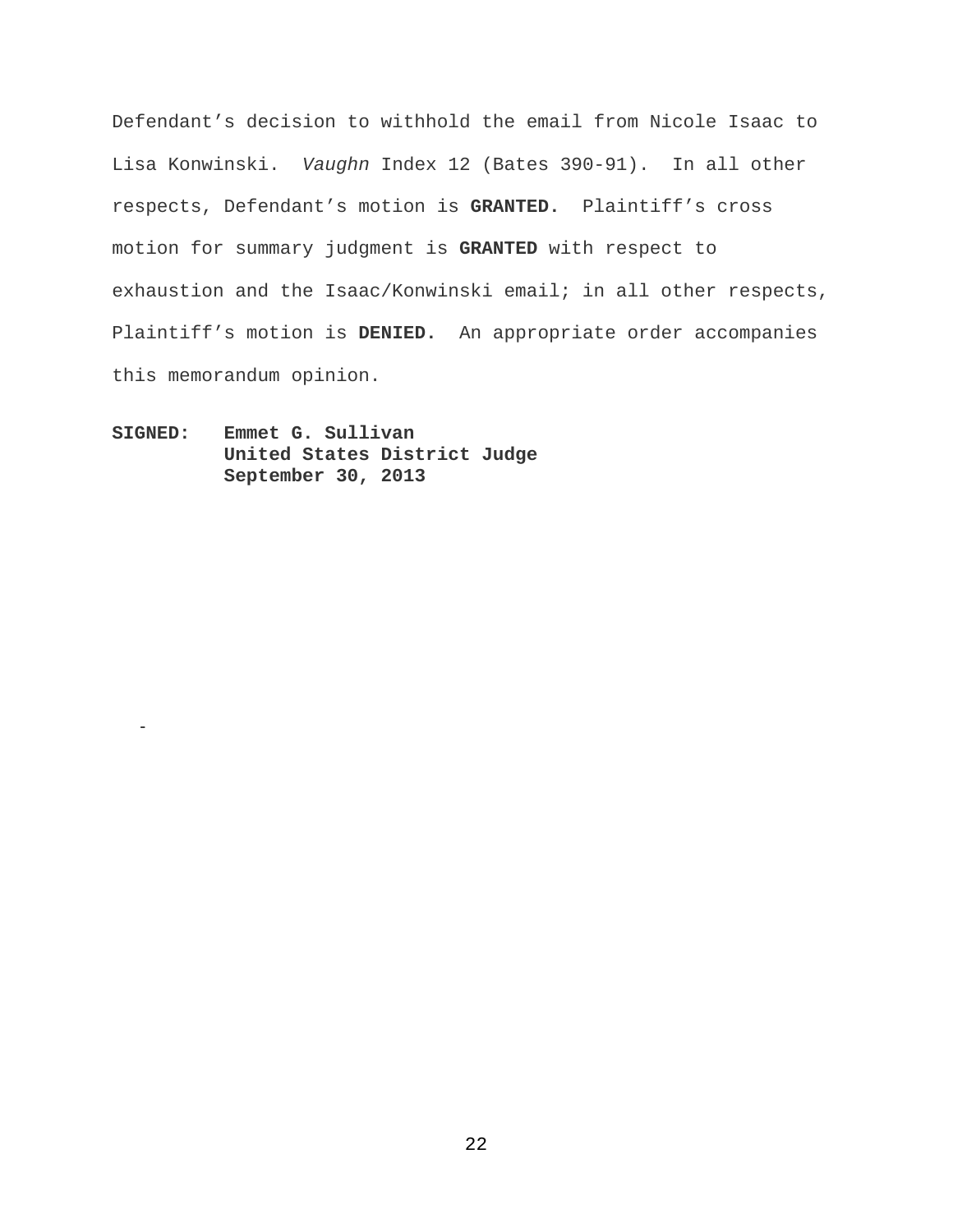Defendant's decision to withhold the email from Nicole Isaac to Lisa Konwinski. *Vaughn* Index 12 (Bates 390-91). In all other respects, Defendant's motion is **GRANTED.** Plaintiff's cross motion for summary judgment is **GRANTED** with respect to exhaustion and the Isaac/Konwinski email; in all other respects, Plaintiff's motion is **DENIED.** An appropriate order accompanies this memorandum opinion.

**SIGNED: Emmet G. Sullivan**
**United States District Judge**
**September 30, 2013**